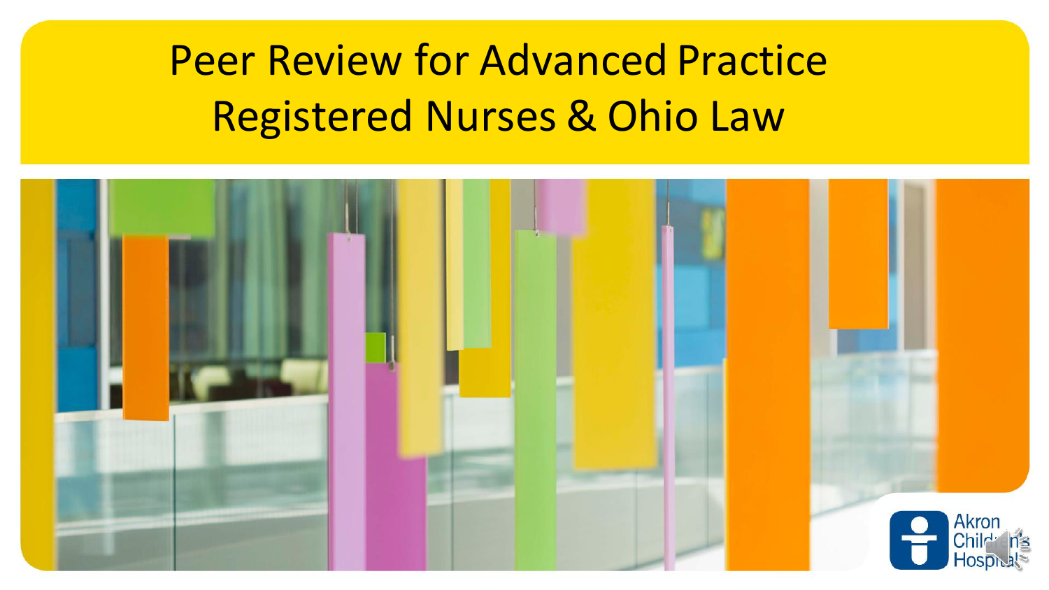# Peer Review for Advanced Practice Registered Nurses & Ohio Law

Akron Children's Hospital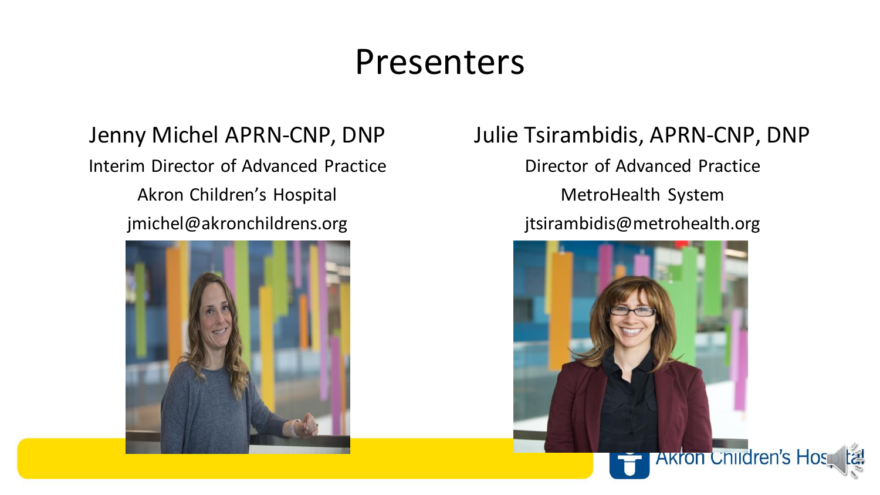# Presenters

Jenny Michel APRN-CNP, DNP
Interim Director of Advanced Practice
Akron Children's Hospital
jmichel@akronchildrens.org

Julie Tsirambidis, APRN-CNP, DNP
Director of Advanced Practice
MetroHealth System
jtsirambidis@metrohealth.org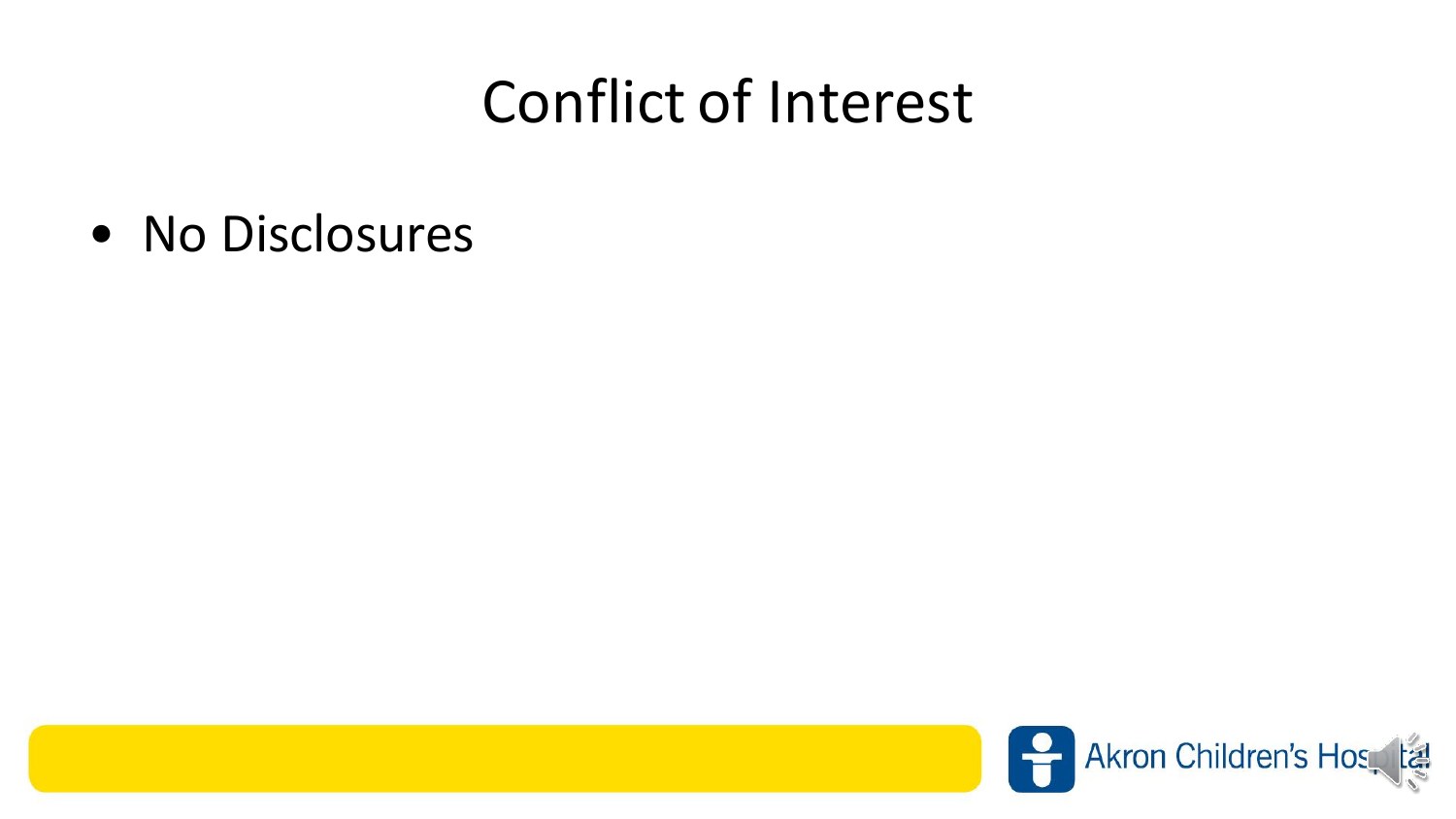# Conflict of Interest

- No Disclosures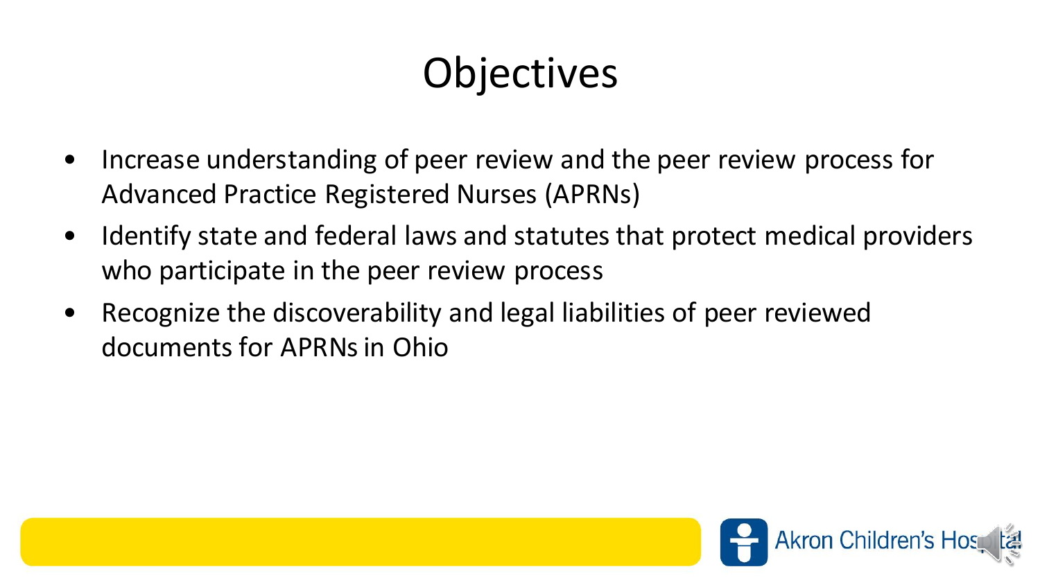# Objectives

- Increase understanding of peer review and the peer review process for Advanced Practice Registered Nurses (APRNs)
- Identify state and federal laws and statutes that protect medical providers who participate in the peer review process
- Recognize the discoverability and legal liabilities of peer reviewed documents for APRNs in Ohio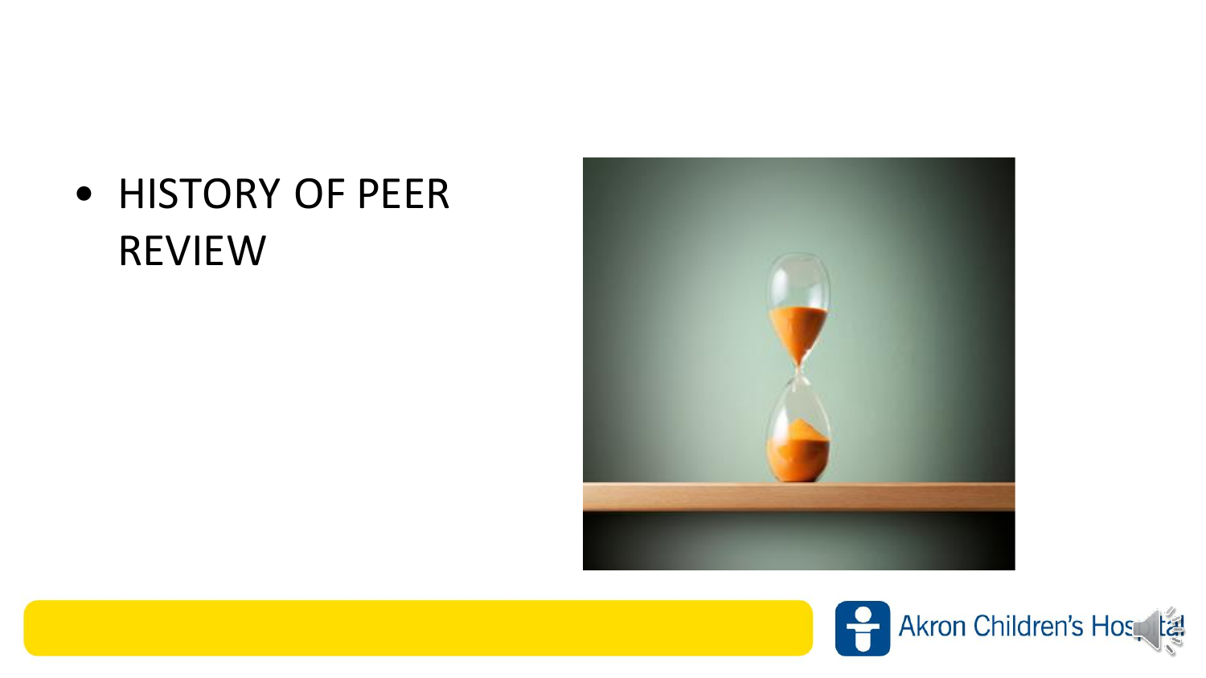- HISTORY OF PEER REVIEW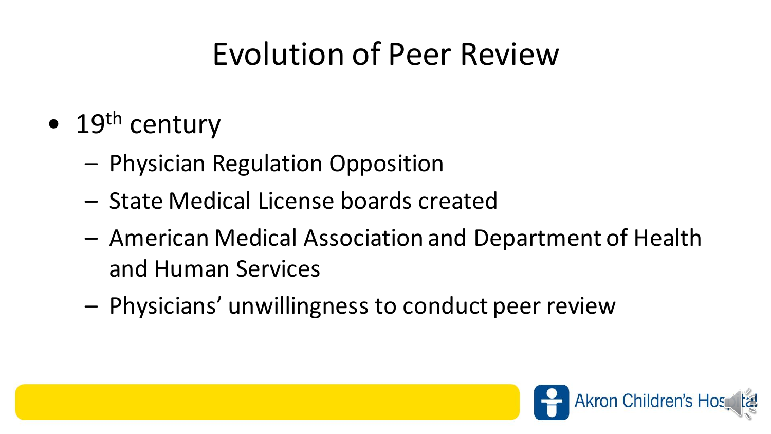# Evolution of Peer Review

- 19th century
  - Physician Regulation Opposition
  - State Medical License boards created
  - American Medical Association and Department of Health and Human Services
  - Physicians' unwillingness to conduct peer review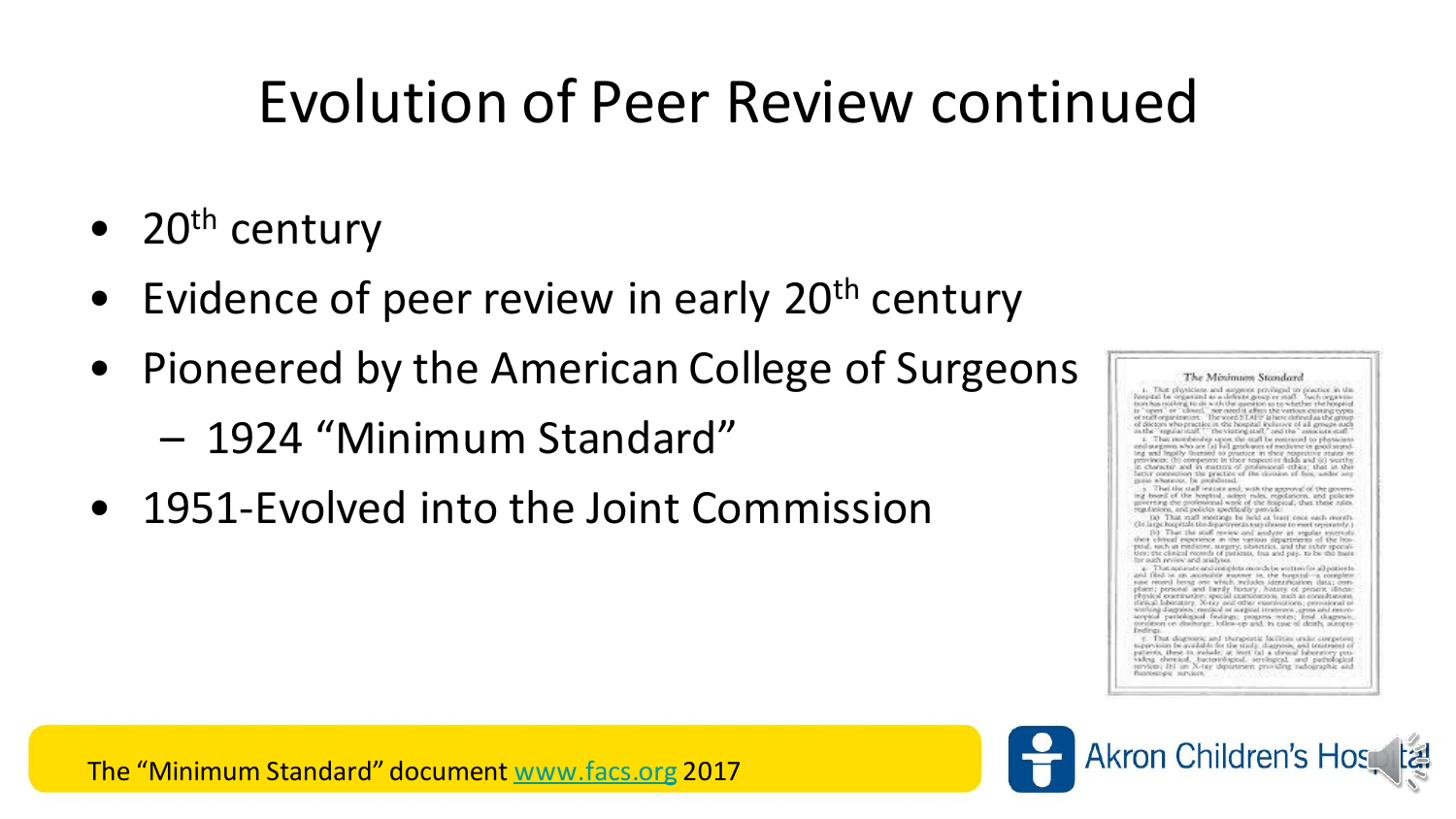# Evolution of Peer Review continued

- $20^{th}$ century
- Evidence of peer review in early $20^{th}$ century
- Pioneered by the American College of Surgeons
  - 1924 "Minimum Standard"
- 1951-Evolved into the Joint Commission

The "Minimum Standard" document www.facs.org 2017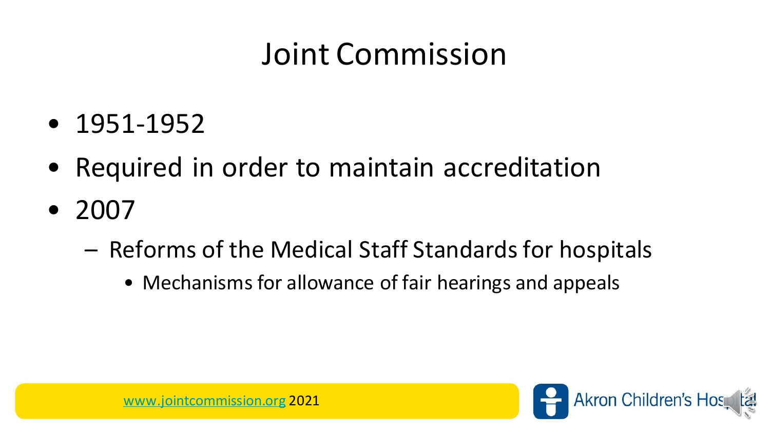# Joint Commission

- 1951-1952
- Required in order to maintain accreditation
- 2007
  - Reforms of the Medical Staff Standards for hospitals
    - Mechanisms for allowance of fair hearings and appeals

www.jointcommission.org 2021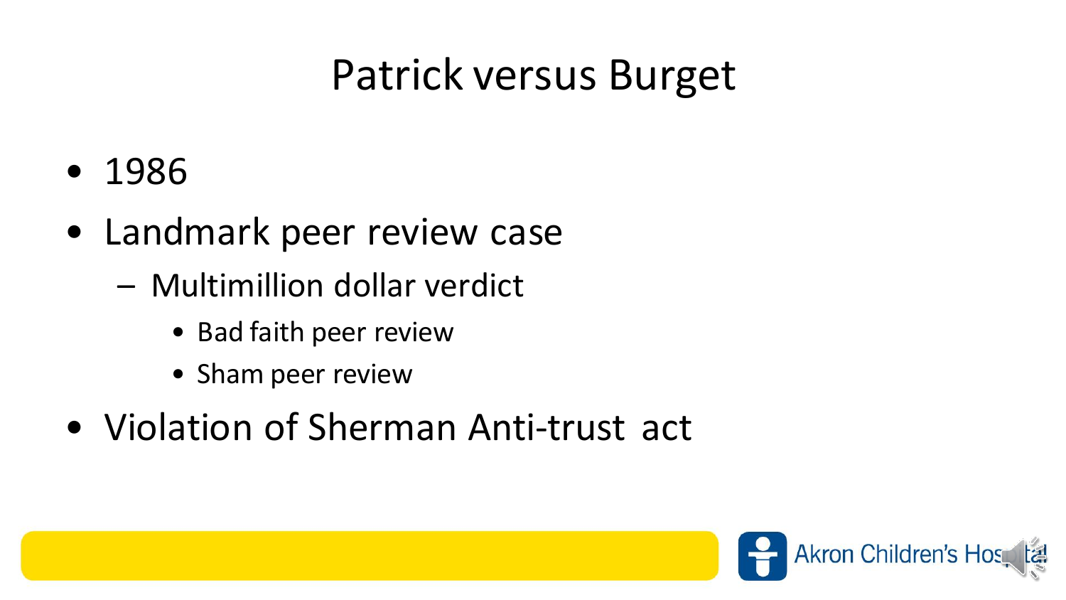# Patrick versus Burget

- 1986
- Landmark peer review case
  - Multimillion dollar verdict
    - Bad faith peer review
    - Sham peer review
- Violation of Sherman Anti-trust act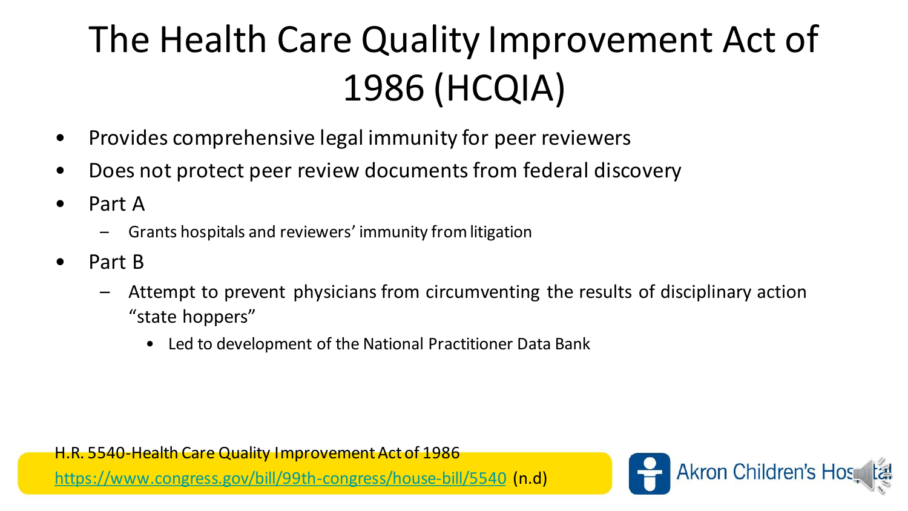# The Health Care Quality Improvement Act of 1986 (HCQIA)

- Provides comprehensive legal immunity for peer reviewers
- Does not protect peer review documents from federal discovery
- Part A
  - Grants hospitals and reviewers' immunity from litigation
- Part B
  - Attempt to prevent physicians from circumventing the results of disciplinary action "state hoppers"
    - Led to development of the National Practitioner Data Bank

H.R. 5540-Health Care Quality Improvement Act of 1986
https://www.congress.gov/bill/99th-congress/house-bill/5540 (n.d)

Akron Children's Hospital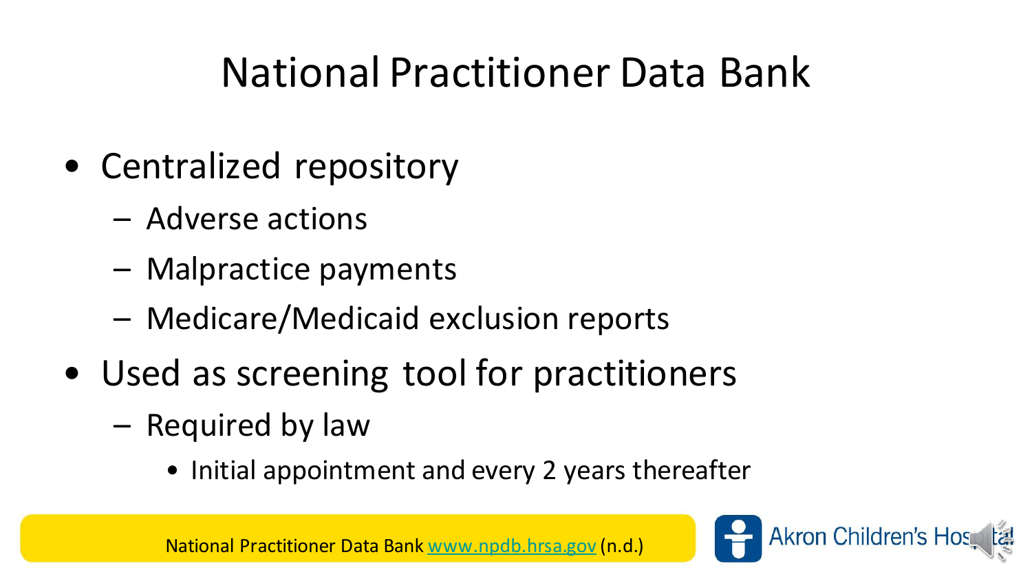# National Practitioner Data Bank

- Centralized repository
  - Adverse actions
  - Malpractice payments
  - Medicare/Medicaid exclusion reports
- Used as screening tool for practitioners
  - Required by law
    - Initial appointment and every 2 years thereafter

National Practitioner Data Bank www.npdb.hrsa.gov (n.d.)

Akron Children's Hospital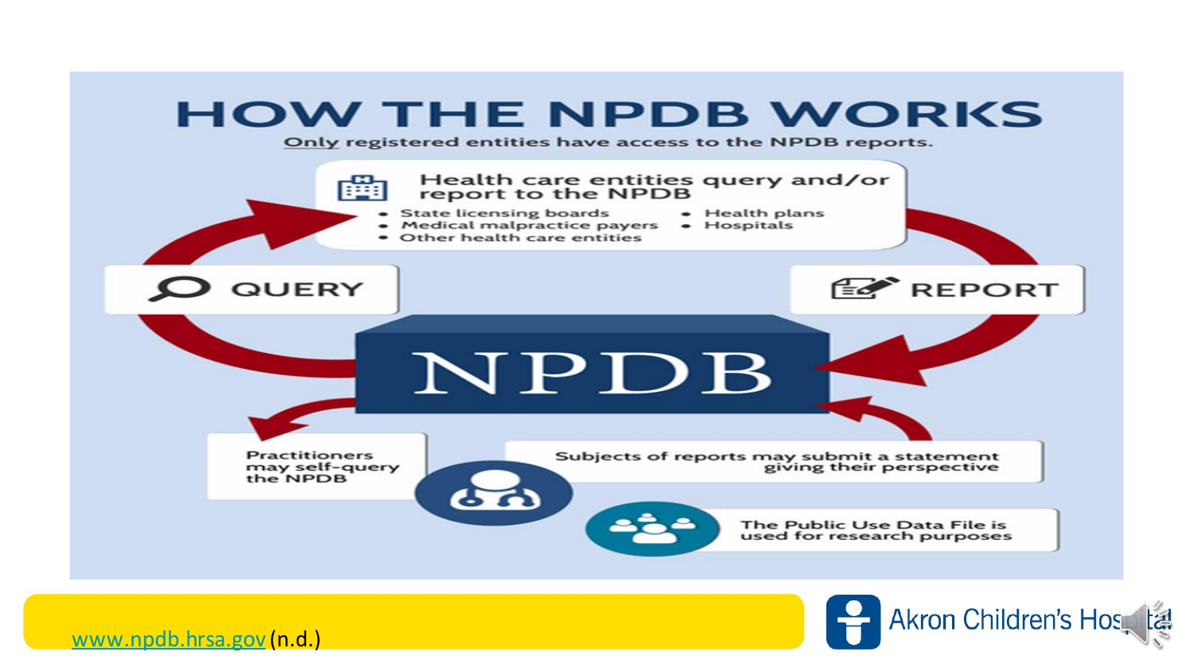# HOW THE NPDB WORKS

Only registered entities have access to the NPDB reports.

**Health care entities query and/or report to the NPDB**

- State licensing boards
- Medical malpractice payers
- Other health care entities
- Health plans
- Hospitals

**QUERY**

**REPORT**

**NPDB**

Practitioners may self-query the NPDB

Subjects of reports may submit a statement giving their perspective

The Public Use Data File is used for research purposes

www.npdb.hrsa.gov (n.d.)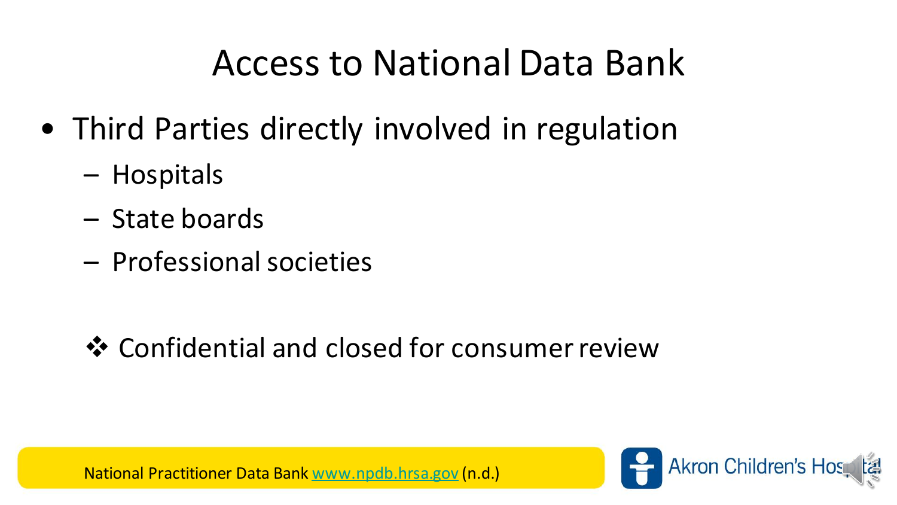# Access to National Data Bank

- Third Parties directly involved in regulation
  - Hospitals
  - State boards
  - Professional societies

❖ Confidential and closed for consumer review

National Practitioner Data Bank www.npdb.hrsa.gov (n.d.)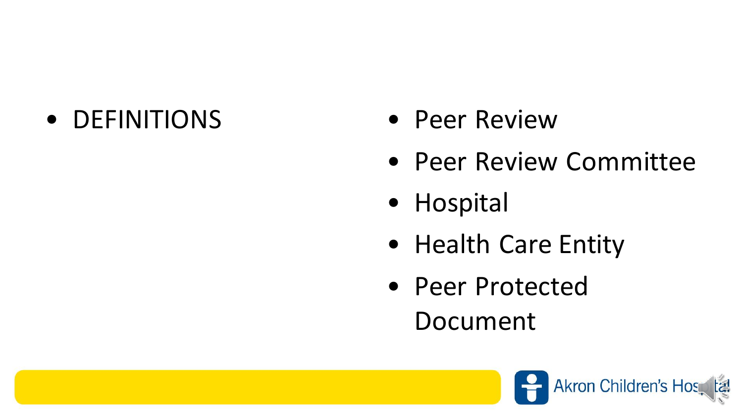- DEFINITIONS

- Peer Review
- Peer Review Committee
- Hospital
- Health Care Entity
- Peer Protected Document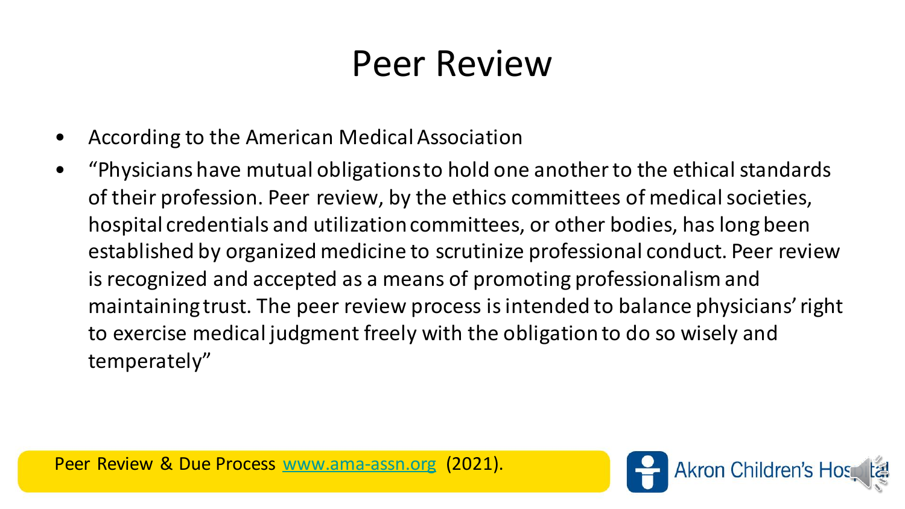# Peer Review

- According to the American Medical Association
- "Physicians have mutual obligations to hold one another to the ethical standards of their profession. Peer review, by the ethics committees of medical societies, hospital credentials and utilization committees, or other bodies, has long been established by organized medicine to scrutinize professional conduct. Peer review is recognized and accepted as a means of promoting professionalism and maintaining trust. The peer review process is intended to balance physicians' right to exercise medical judgment freely with the obligation to do so wisely and temperately"

Peer Review & Due Process www.ama-assn.org (2021).

Akron Children's Hospital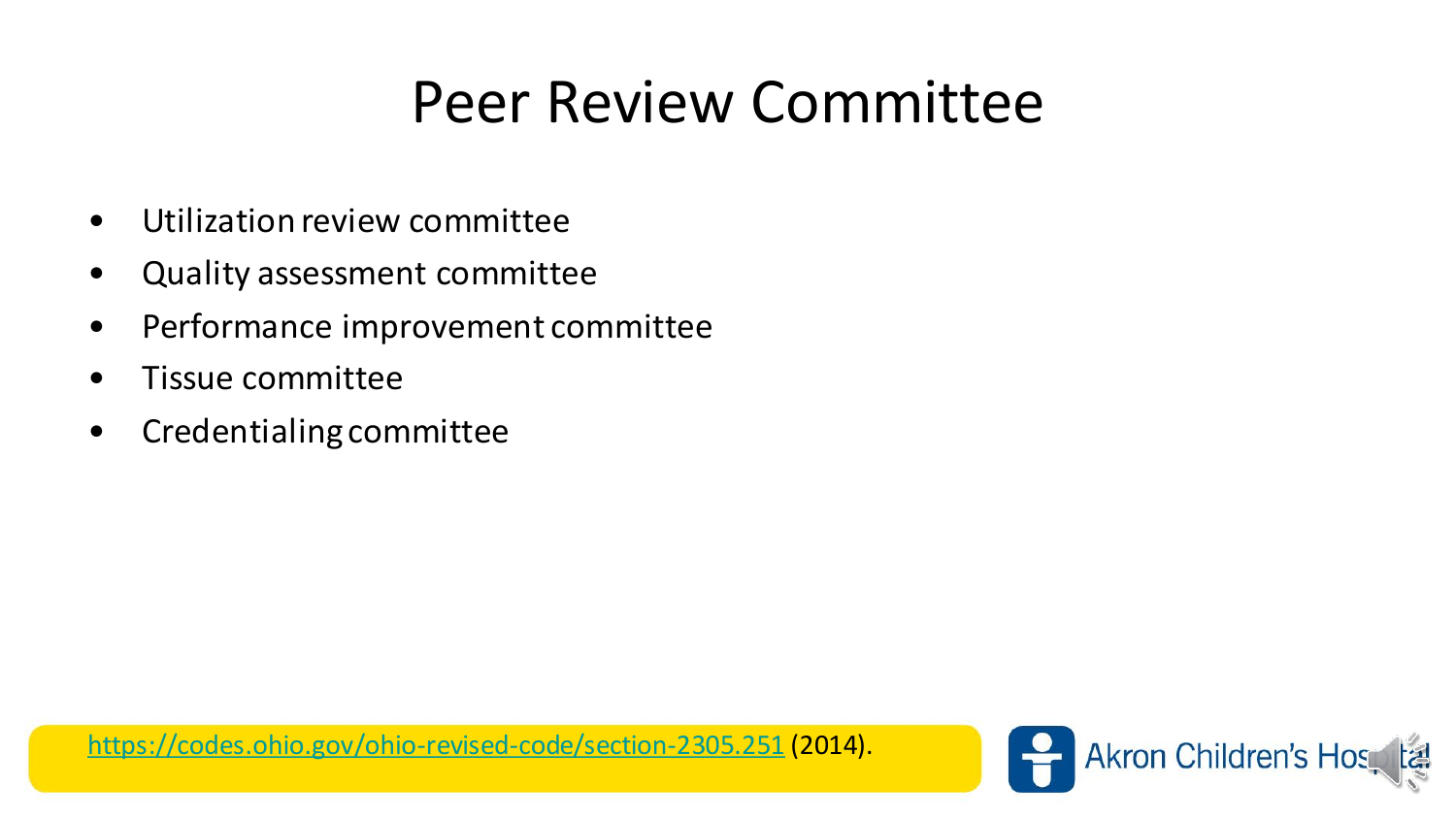# Peer Review Committee

- Utilization review committee
- Quality assessment committee
- Performance improvement committee
- Tissue committee
- Credentialing committee

https://codes.ohio.gov/ohio-revised-code/section-2305.251 (2014).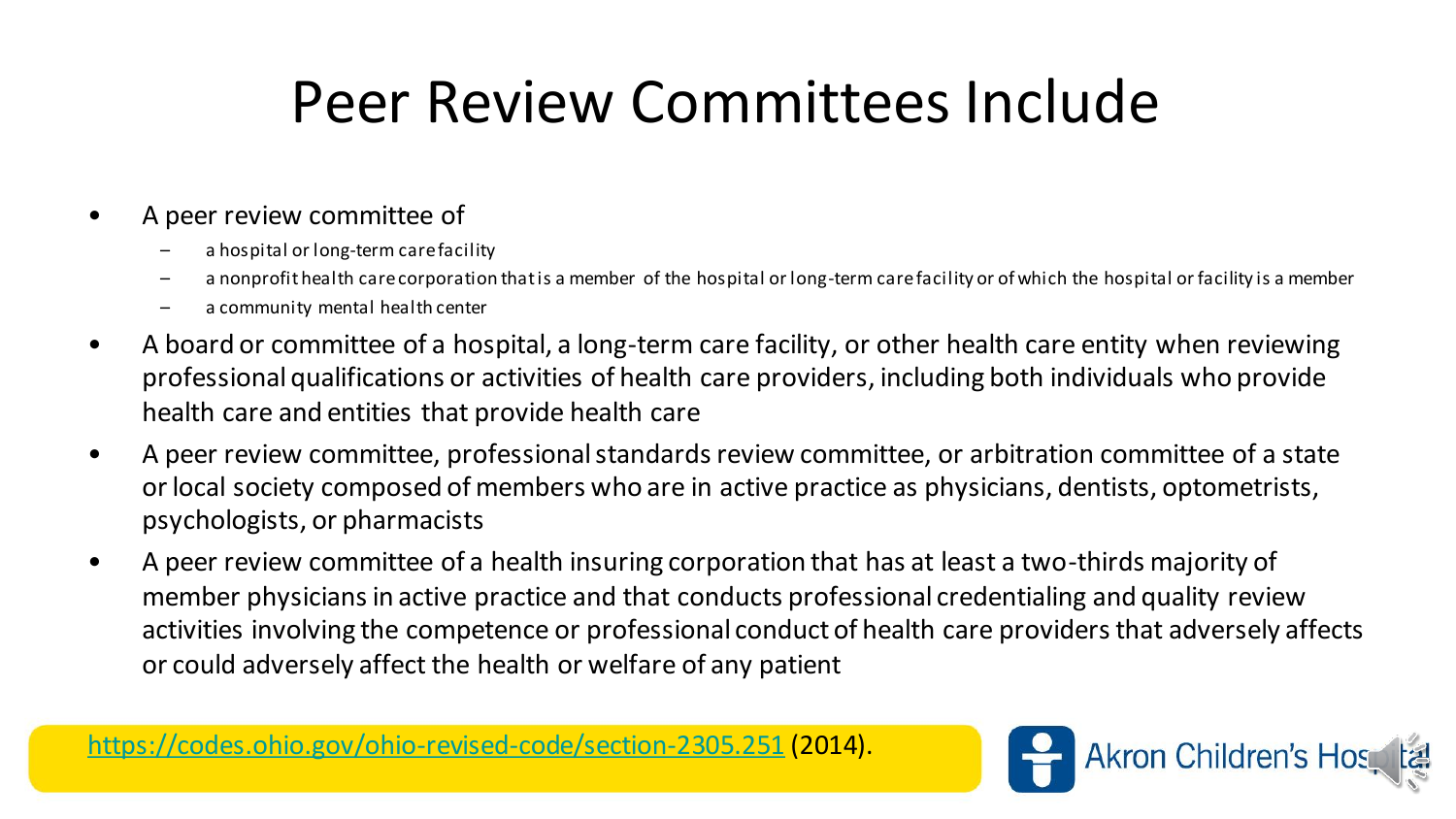# Peer Review Committees Include

- A peer review committee of
  - a hospital or long-term care facility
  - a nonprofit health care corporation that is a member of the hospital or long-term care facility or of which the hospital or facility is a member
  - a community mental health center
- A board or committee of a hospital, a long-term care facility, or other health care entity when reviewing professional qualifications or activities of health care providers, including both individuals who provide health care and entities that provide health care
- A peer review committee, professional standards review committee, or arbitration committee of a state or local society composed of members who are in active practice as physicians, dentists, optometrists, psychologists, or pharmacists
- A peer review committee of a health insuring corporation that has at least a two-thirds majority of member physicians in active practice and that conducts professional credentialing and quality review activities involving the competence or professional conduct of health care providers that adversely affects or could adversely affect the health or welfare of any patient

https://codes.ohio.gov/ohio-revised-code/section-2305.251 (2014).

Akron Children's Hospital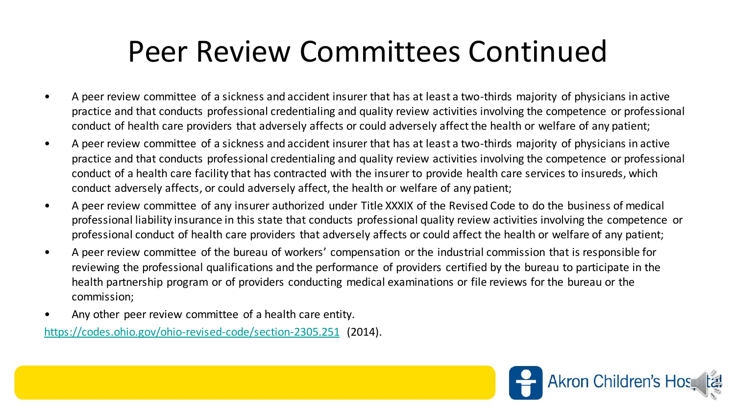# Peer Review Committees Continued

- A peer review committee of a sickness and accident insurer that has at least a two-thirds majority of physicians in active practice and that conducts professional credentialing and quality review activities involving the competence or professional conduct of health care providers that adversely affects or could adversely affect the health or welfare of any patient;
- A peer review committee of a sickness and accident insurer that has at least a two-thirds majority of physicians in active practice and that conducts professional credentialing and quality review activities involving the competence or professional conduct of a health care facility that has contracted with the insurer to provide health care services to insureds, which conduct adversely affects, or could adversely affect, the health or welfare of any patient;
- A peer review committee of any insurer authorized under Title XXXIX of the Revised Code to do the business of medical professional liability insurance in this state that conducts professional quality review activities involving the competence or professional conduct of health care providers that adversely affects or could affect the health or welfare of any patient;
- A peer review committee of the bureau of workers' compensation or the industrial commission that is responsible for reviewing the professional qualifications and the performance of providers certified by the bureau to participate in the health partnership program or of providers conducting medical examinations or file reviews for the bureau or the commission;
- Any other peer review committee of a health care entity.

https://codes.ohio.gov/ohio-revised-code/section-2305.251 (2014).

Akron Children's Hospital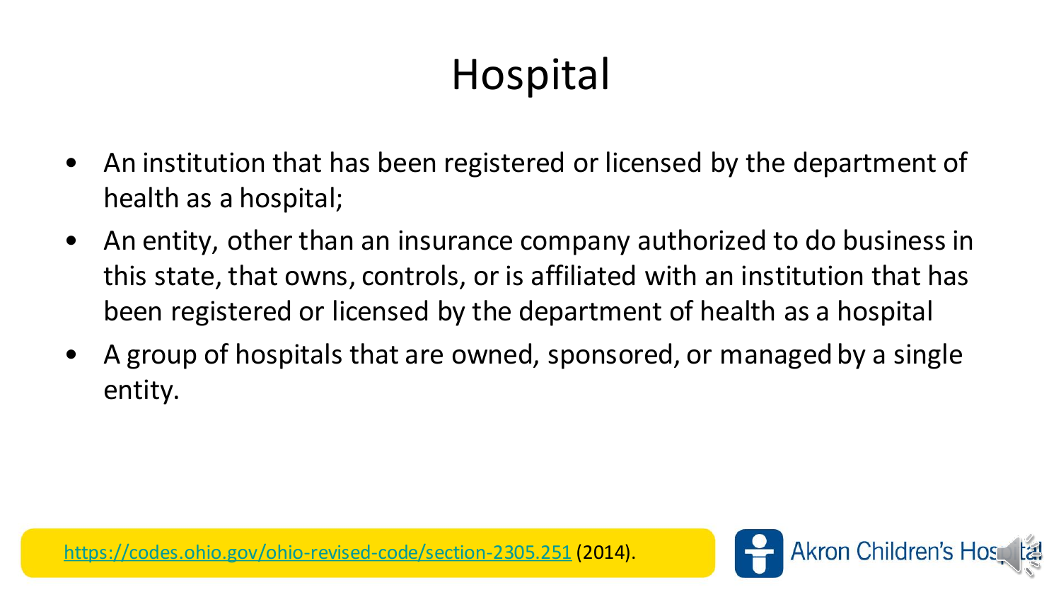# Hospital

- An institution that has been registered or licensed by the department of health as a hospital;
- An entity, other than an insurance company authorized to do business in this state, that owns, controls, or is affiliated with an institution that has been registered or licensed by the department of health as a hospital
- A group of hospitals that are owned, sponsored, or managed by a single entity.

https://codes.ohio.gov/ohio-revised-code/section-2305.251 (2014).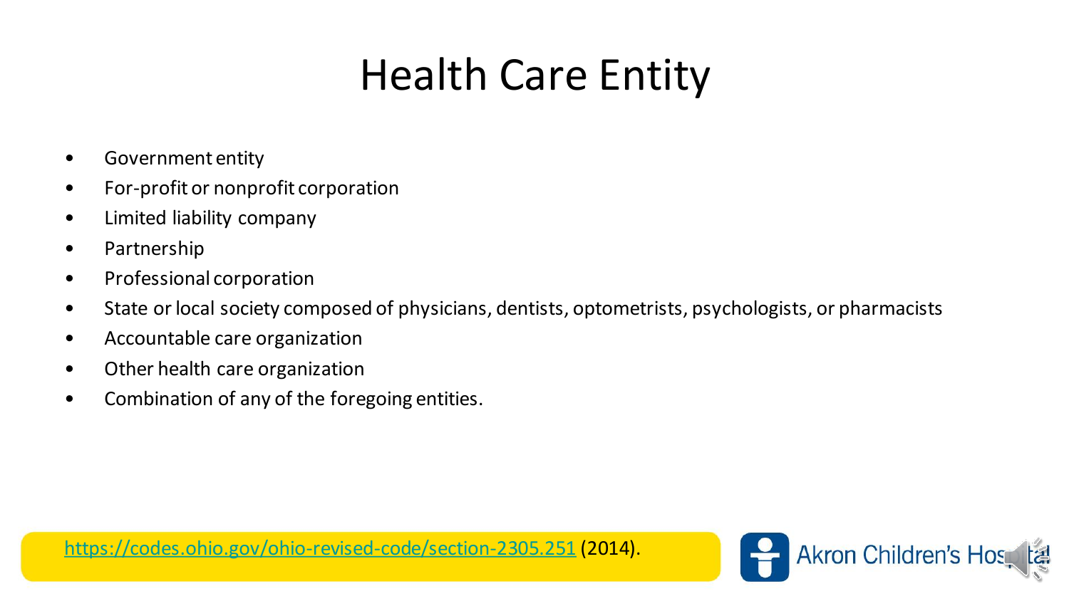# Health Care Entity

- Government entity
- For-profit or nonprofit corporation
- Limited liability company
- Partnership
- Professional corporation
- State or local society composed of physicians, dentists, optometrists, psychologists, or pharmacists
- Accountable care organization
- Other health care organization
- Combination of any of the foregoing entities.

https://codes.ohio.gov/ohio-revised-code/section-2305.251 (2014).

Akron Children's Hospital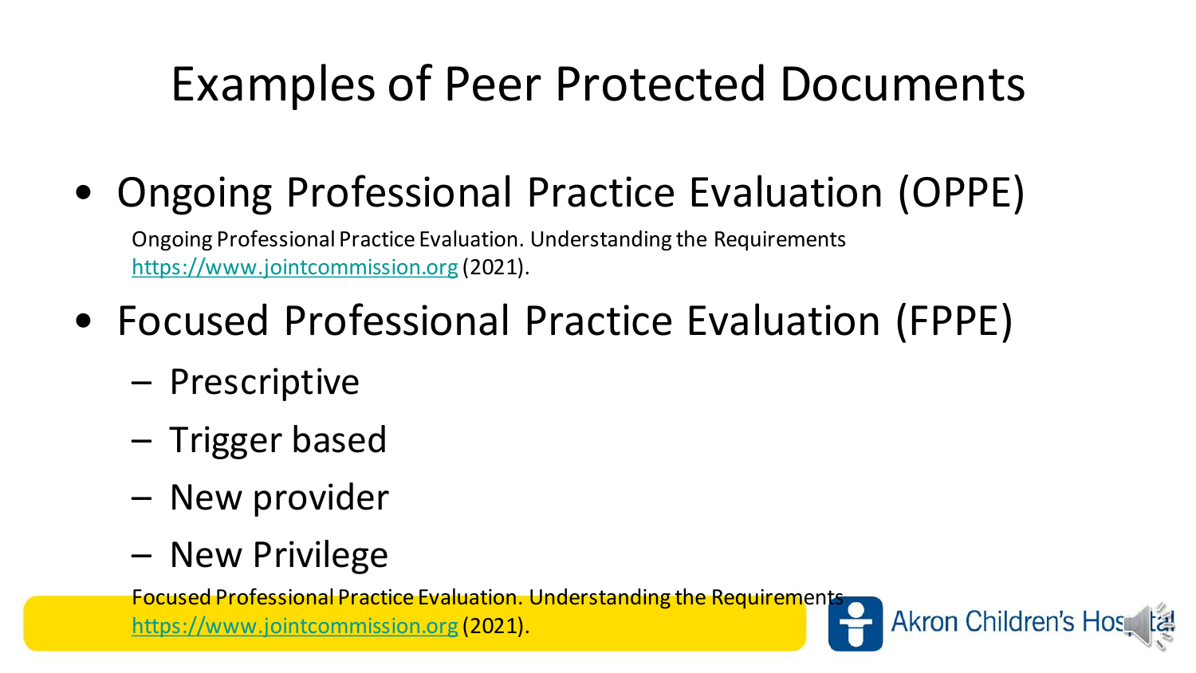# Examples of Peer Protected Documents

- Ongoing Professional Practice Evaluation (OPPE)

  Ongoing Professional Practice Evaluation. Understanding the Requirements https://www.jointcommission.org (2021).

- Focused Professional Practice Evaluation (FPPE)
  - Prescriptive
  - Trigger based
  - New provider
  - New Privilege

  Focused Professional Practice Evaluation. Understanding the Requirements https://www.jointcommission.org (2021).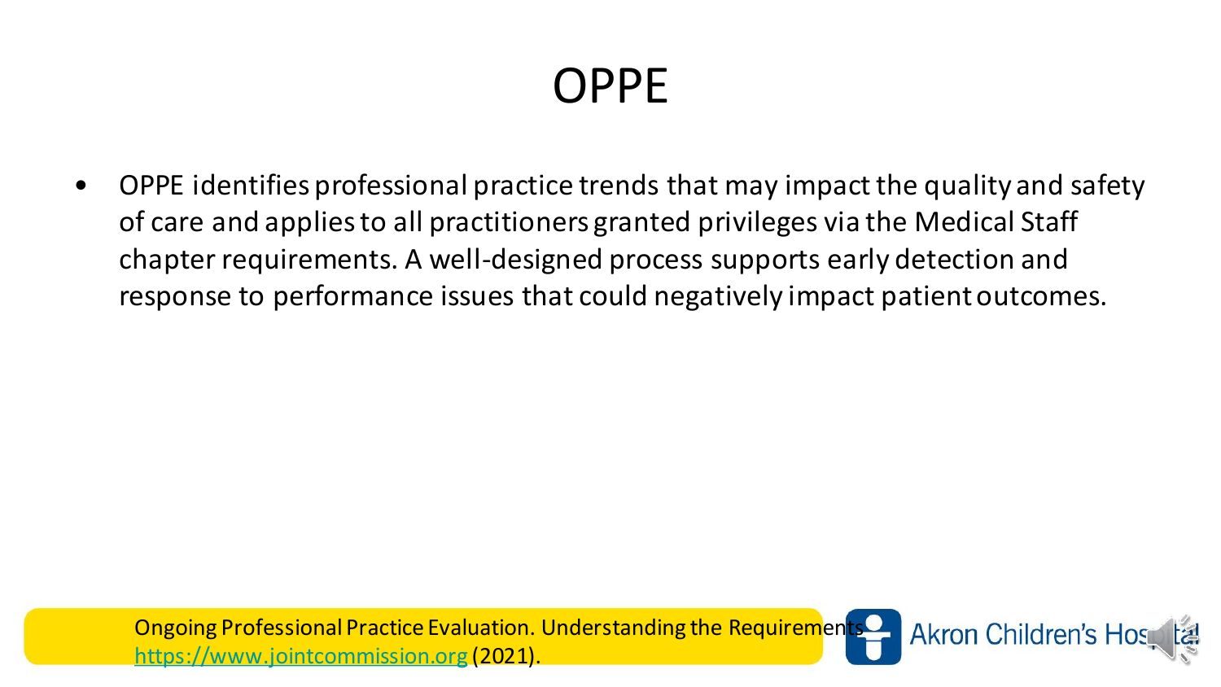# OPPE

- OPPE identifies professional practice trends that may impact the quality and safety of care and applies to all practitioners granted privileges via the Medical Staff chapter requirements. A well-designed process supports early detection and response to performance issues that could negatively impact patient outcomes.

Ongoing Professional Practice Evaluation. Understanding the Requirements https://www.jointcommission.org (2021).

Akron Children's Hospital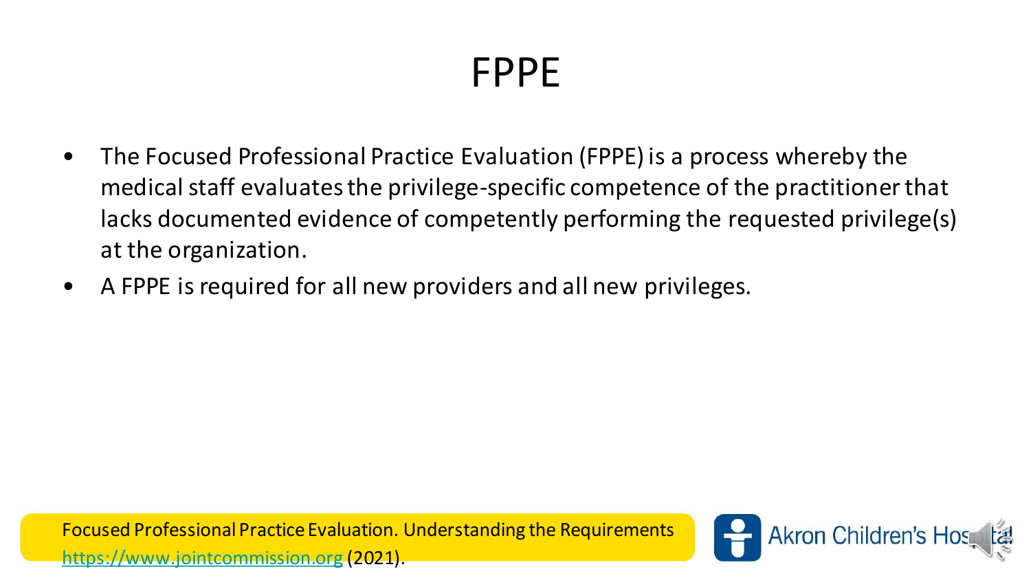# FPPE

- The Focused Professional Practice Evaluation (FPPE) is a process whereby the medical staff evaluates the privilege-specific competence of the practitioner that lacks documented evidence of competently performing the requested privilege(s) at the organization.
- A FPPE is required for all new providers and all new privileges.

Focused Professional Practice Evaluation. Understanding the Requirements https://www.jointcommission.org (2021).

Akron Children's Hospital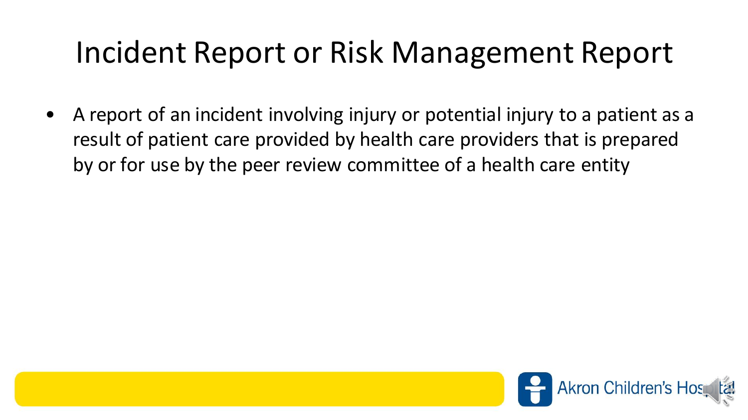# Incident Report or Risk Management Report

- A report of an incident involving injury or potential injury to a patient as a result of patient care provided by health care providers that is prepared by or for use by the peer review committee of a health care entity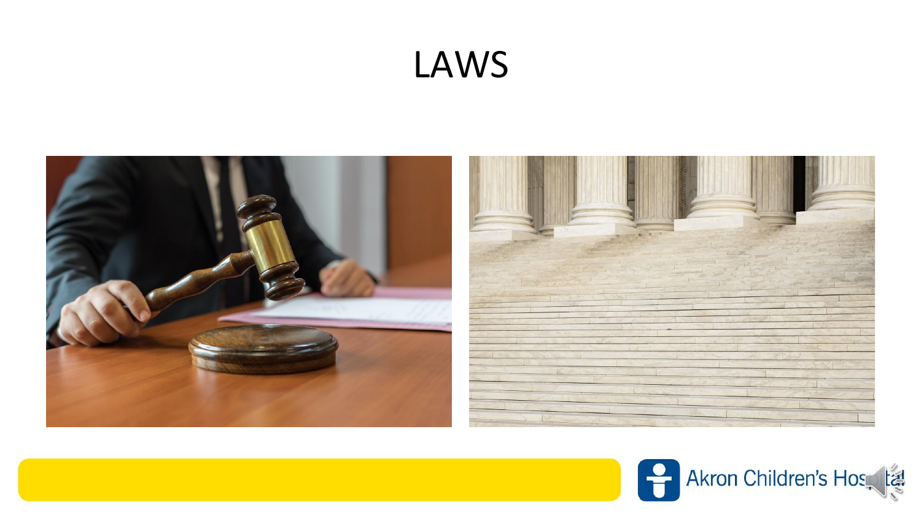# LAWS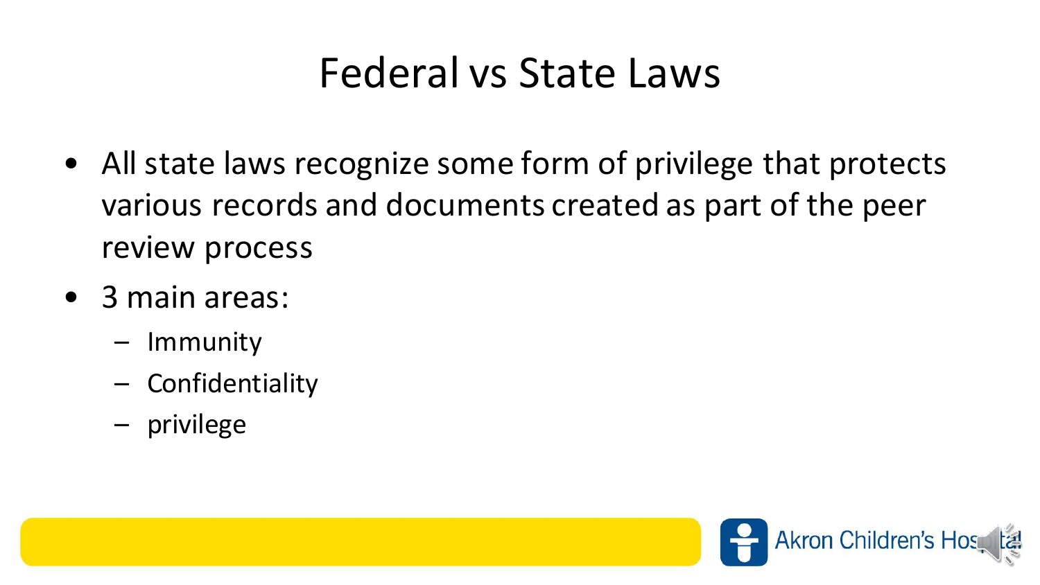# Federal vs State Laws

- All state laws recognize some form of privilege that protects various records and documents created as part of the peer review process
- 3 main areas:
  - Immunity
  - Confidentiality
  - privilege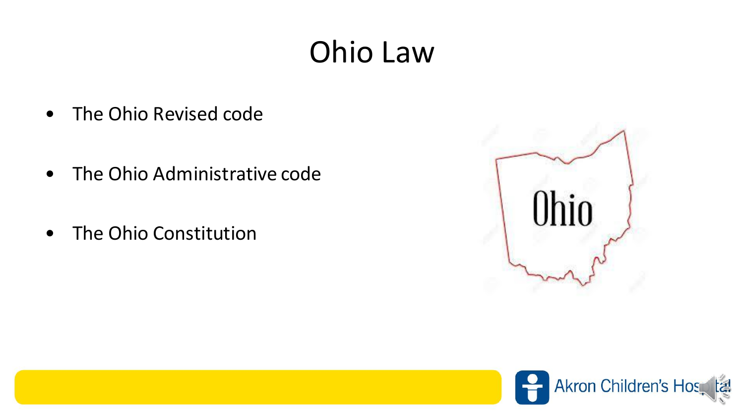# Ohio Law

- The Ohio Revised code
- The Ohio Administrative code
- The Ohio Constitution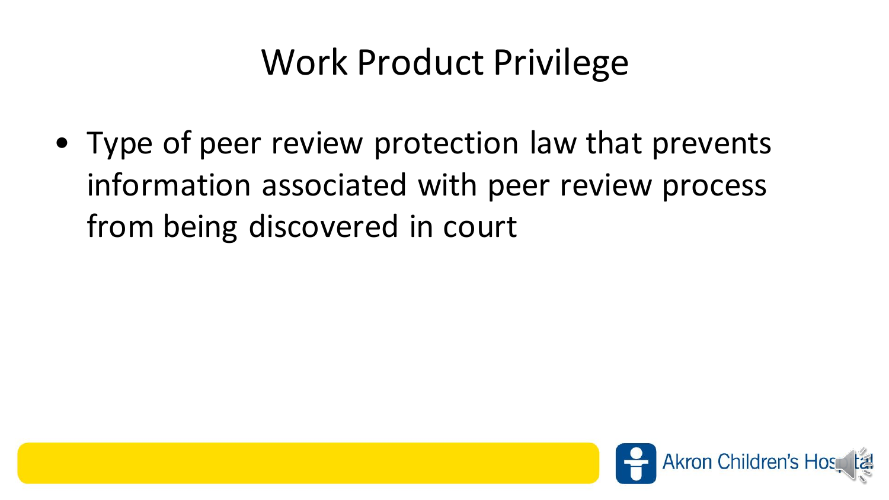# Work Product Privilege

- Type of peer review protection law that prevents information associated with peer review process from being discovered in court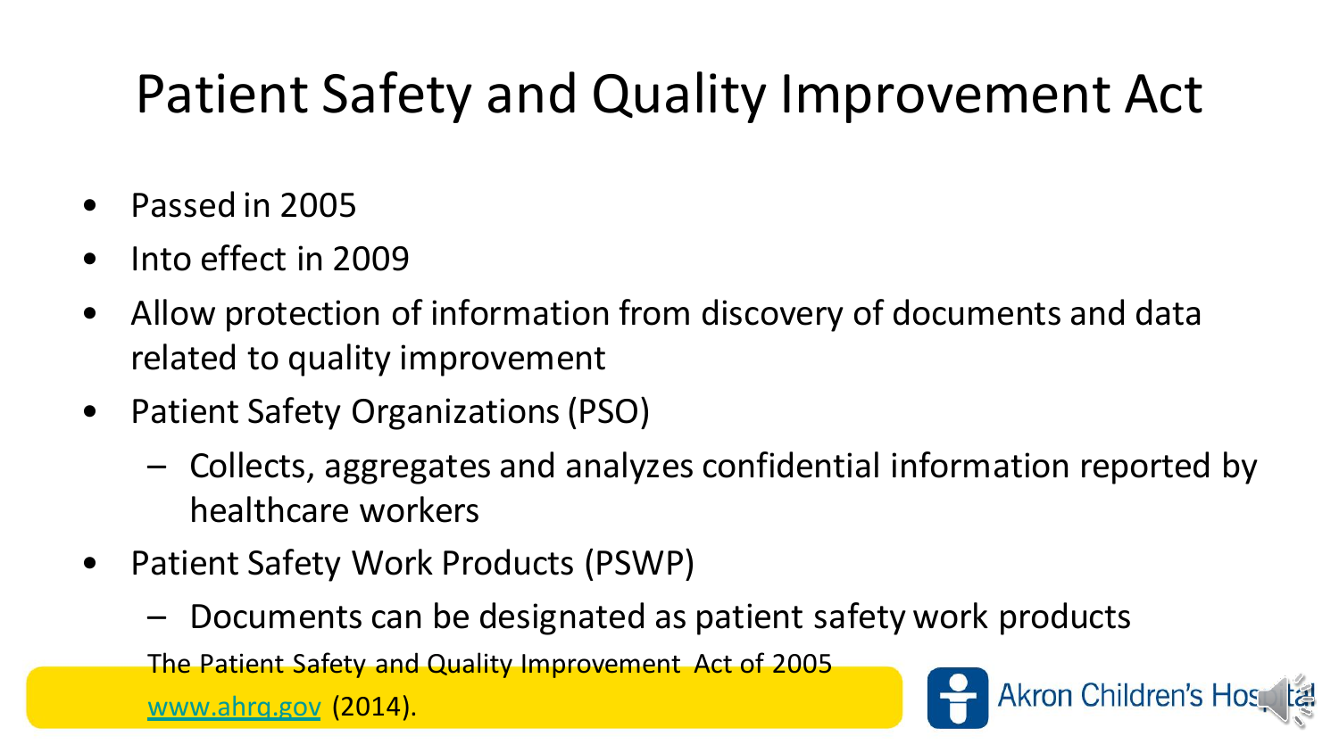# Patient Safety and Quality Improvement Act

- Passed in 2005
- Into effect in 2009
- Allow protection of information from discovery of documents and data related to quality improvement
- Patient Safety Organizations (PSO)
  - Collects, aggregates and analyzes confidential information reported by healthcare workers
- Patient Safety Work Products (PSWP)
  - Documents can be designated as patient safety work products

The Patient Safety and Quality Improvement Act of 2005
www.ahrq.gov (2014).

Akron Children's Hospital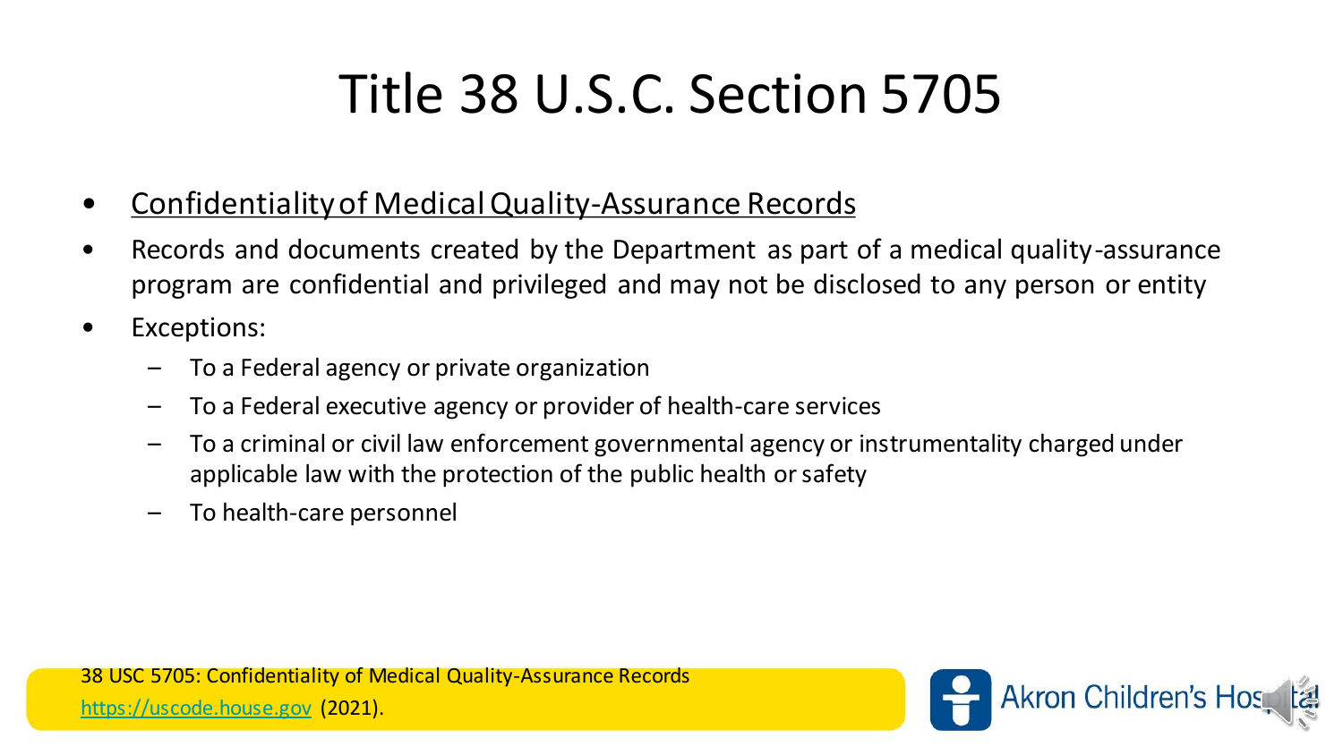# Title 38 U.S.C. Section 5705

- Confidentiality of Medical Quality-Assurance Records
- Records and documents created by the Department as part of a medical quality-assurance program are confidential and privileged and may not be disclosed to any person or entity
- Exceptions:
  - To a Federal agency or private organization
  - To a Federal executive agency or provider of health-care services
  - To a criminal or civil law enforcement governmental agency or instrumentality charged under applicable law with the protection of the public health or safety
  - To health-care personnel

38 USC 5705: Confidentiality of Medical Quality-Assurance Records
https://uscode.house.gov (2021).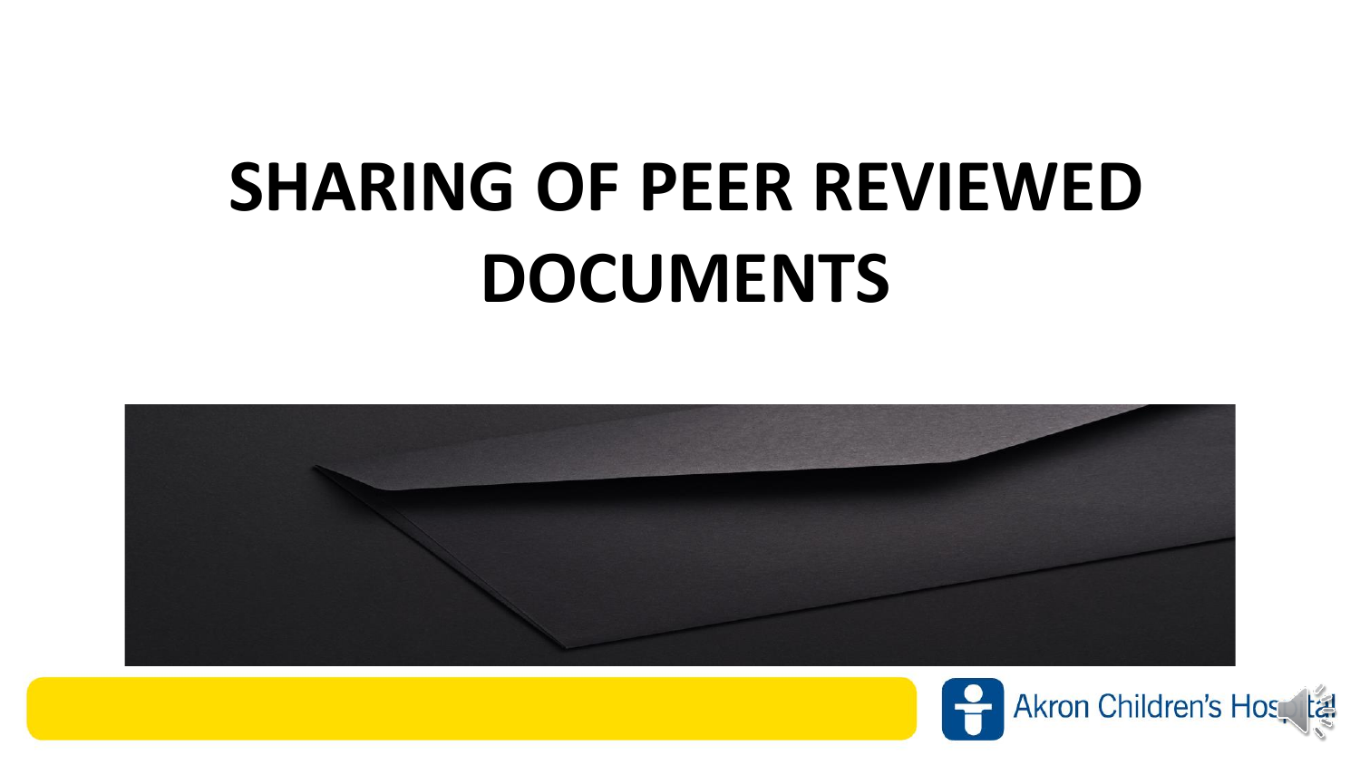# SHARING OF PEER REVIEWED DOCUMENTS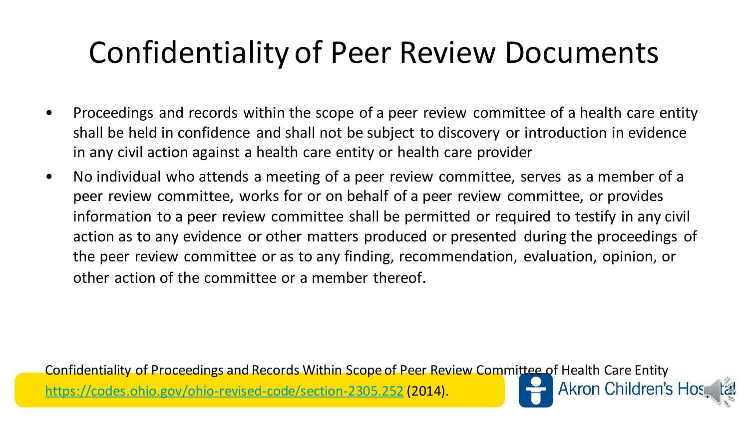# Confidentiality of Peer Review Documents

- Proceedings and records within the scope of a peer review committee of a health care entity shall be held in confidence and shall not be subject to discovery or introduction in evidence in any civil action against a health care entity or health care provider
- No individual who attends a meeting of a peer review committee, serves as a member of a peer review committee, works for or on behalf of a peer review committee, or provides information to a peer review committee shall be permitted or required to testify in any civil action as to any evidence or other matters produced or presented during the proceedings of the peer review committee or as to any finding, recommendation, evaluation, opinion, or other action of the committee or a member thereof.

Confidentiality of Proceedings and Records Within Scope of Peer Review Committee of Health Care Entity https://codes.ohio.gov/ohio-revised-code/section-2305.252 (2014).

Akron Children's Hospital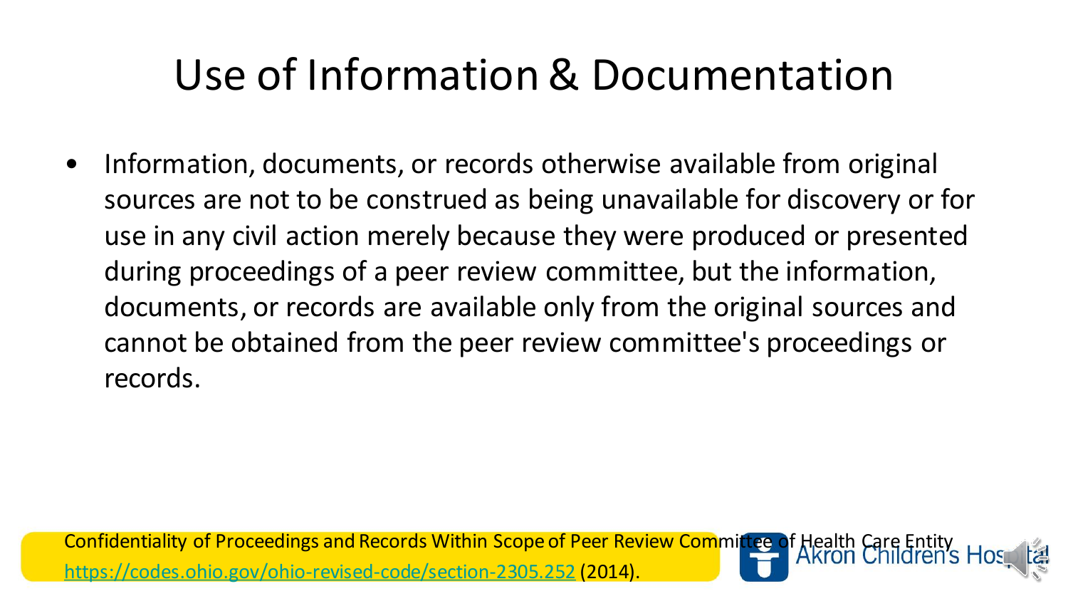# Use of Information & Documentation

- Information, documents, or records otherwise available from original sources are not to be construed as being unavailable for discovery or for use in any civil action merely because they were produced or presented during proceedings of a peer review committee, but the information, documents, or records are available only from the original sources and cannot be obtained from the peer review committee's proceedings or records.

Confidentiality of Proceedings and Records Within Scope of Peer Review Committee of Health Care Entity https://codes.ohio.gov/ohio-revised-code/section-2305.252 (2014).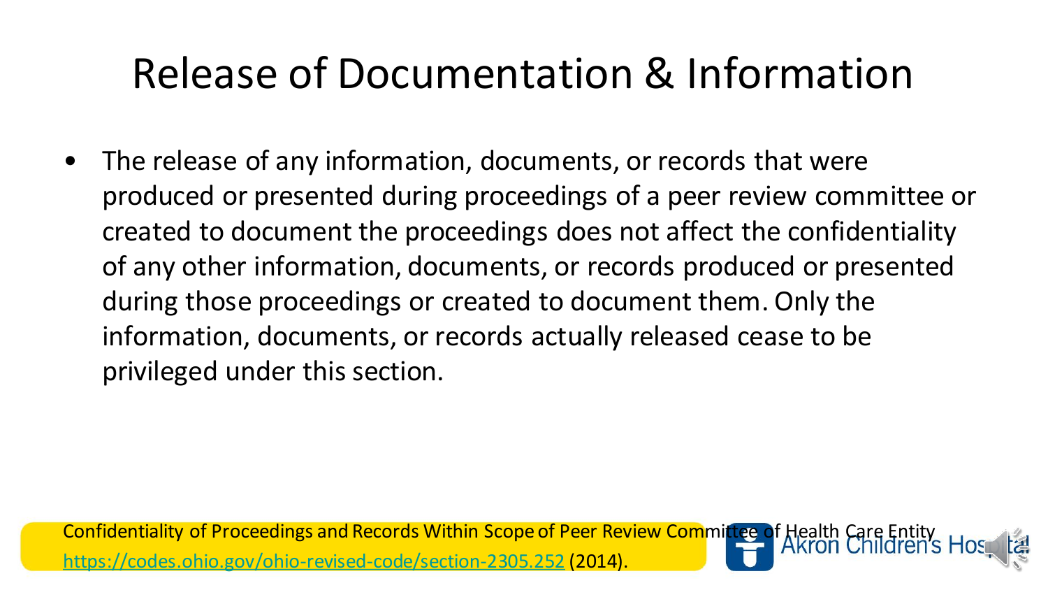# Release of Documentation & Information

- The release of any information, documents, or records that were produced or presented during proceedings of a peer review committee or created to document the proceedings does not affect the confidentiality of any other information, documents, or records produced or presented during those proceedings or created to document them. Only the information, documents, or records actually released cease to be privileged under this section.

Confidentiality of Proceedings and Records Within Scope of Peer Review Committee of Health Care Entity https://codes.ohio.gov/ohio-revised-code/section-2305.252 (2014).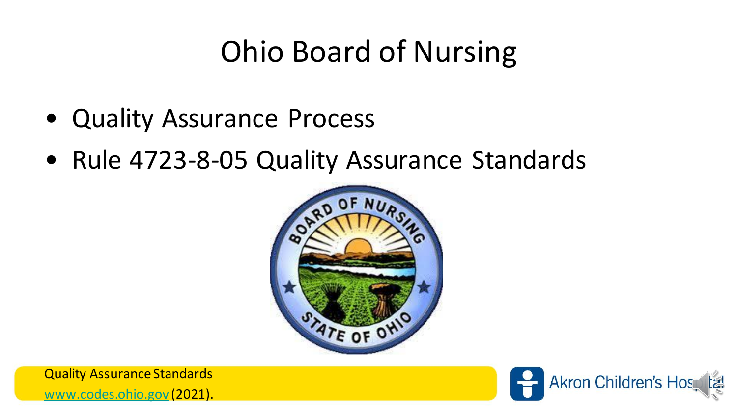# Ohio Board of Nursing

- Quality Assurance Process
- Rule 4723-8-05 Quality Assurance Standards

Quality Assurance Standards
www.codes.ohio.gov (2021).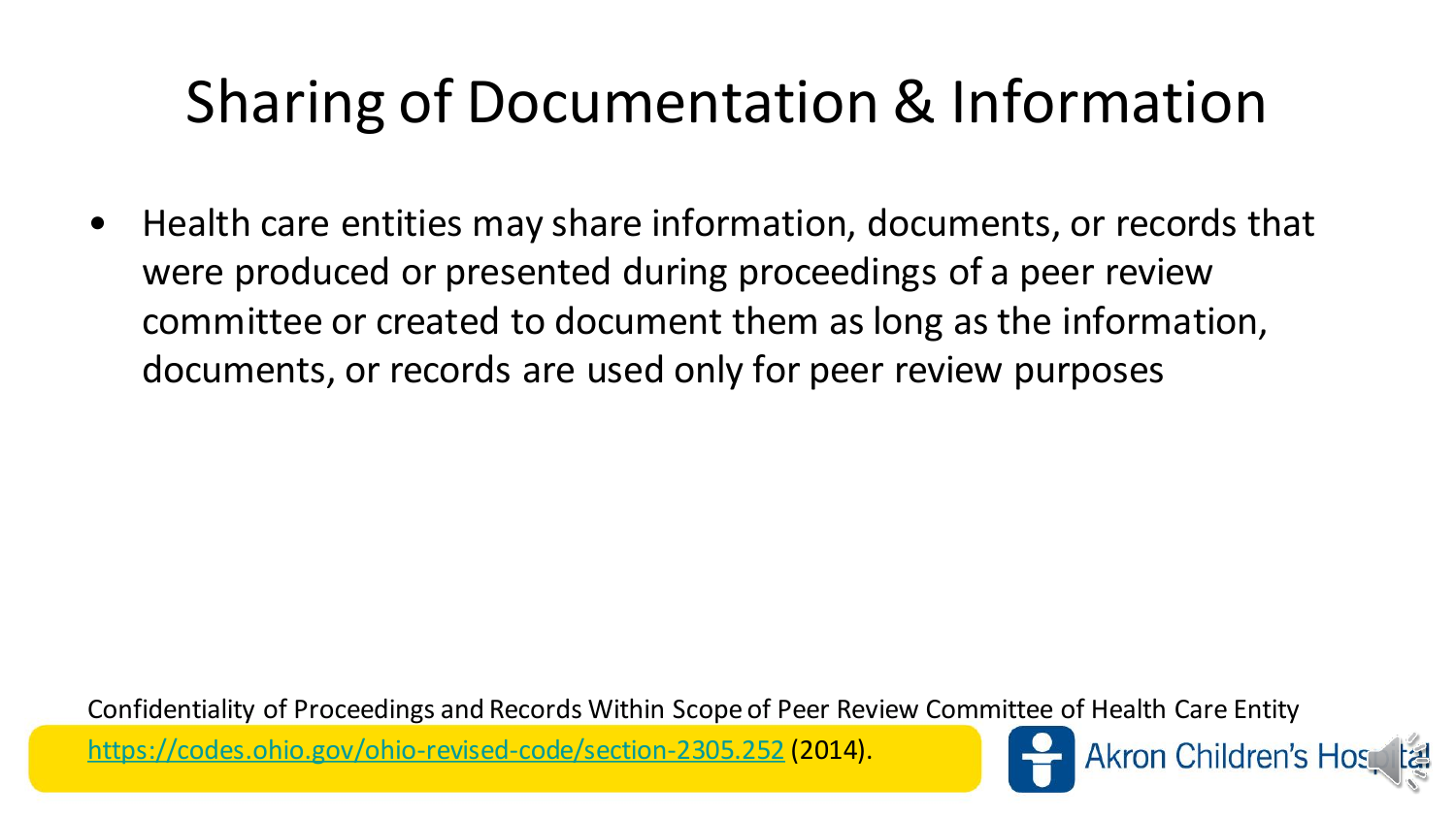# Sharing of Documentation & Information

- Health care entities may share information, documents, or records that were produced or presented during proceedings of a peer review committee or created to document them as long as the information, documents, or records are used only for peer review purposes

Confidentiality of Proceedings and Records Within Scope of Peer Review Committee of Health Care Entity https://codes.ohio.gov/ohio-revised-code/section-2305.252 (2014).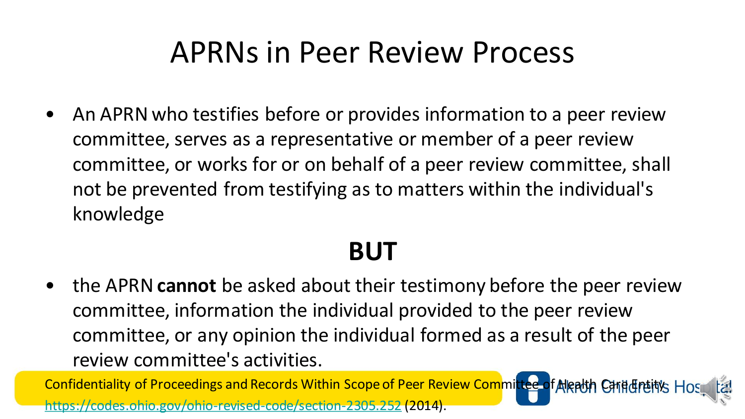# APRNs in Peer Review Process

- An APRN who testifies before or provides information to a peer review committee, serves as a representative or member of a peer review committee, or works for or on behalf of a peer review committee, shall not be prevented from testifying as to matters within the individual's knowledge

**BUT**

- the APRN **cannot** be asked about their testimony before the peer review committee, information the individual provided to the peer review committee, or any opinion the individual formed as a result of the peer review committee's activities.

Confidentiality of Proceedings and Records Within Scope of Peer Review Committee of Health Care Entity https://codes.ohio.gov/ohio-revised-code/section-2305.252 (2014).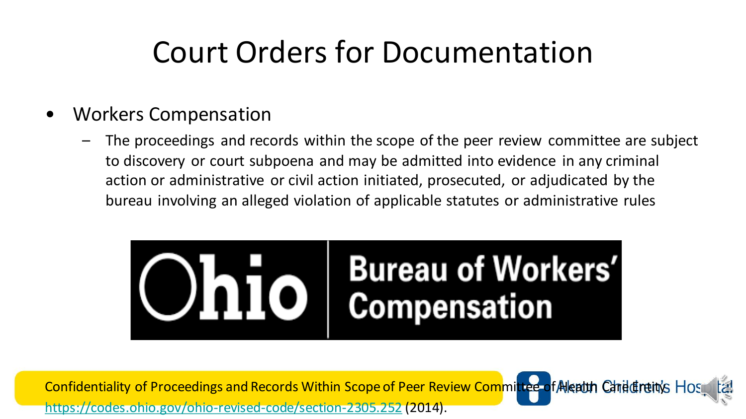# Court Orders for Documentation

- Workers Compensation
  - The proceedings and records within the scope of the peer review committee are subject to discovery or court subpoena and may be admitted into evidence in any criminal action or administrative or civil action initiated, prosecuted, or adjudicated by the bureau involving an alleged violation of applicable statutes or administrative rules

Ohio | Bureau of Workers' Compensation

Confidentiality of Proceedings and Records Within Scope of Peer Review Committee of Health Care Entity. https://codes.ohio.gov/ohio-revised-code/section-2305.252 (2014).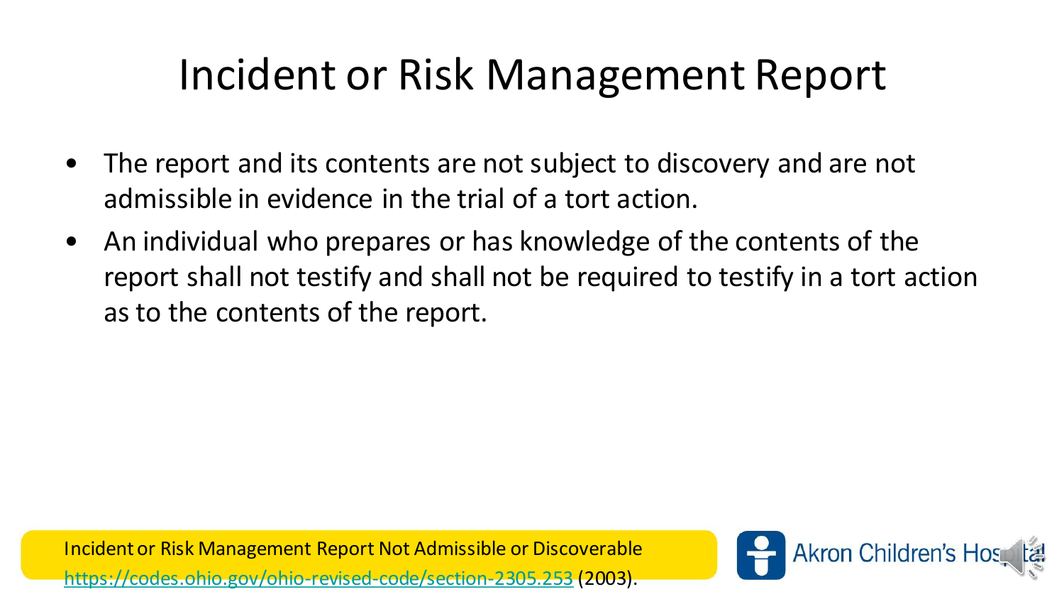# Incident or Risk Management Report

- The report and its contents are not subject to discovery and are not admissible in evidence in the trial of a tort action.
- An individual who prepares or has knowledge of the contents of the report shall not testify and shall not be required to testify in a tort action as to the contents of the report.

Incident or Risk Management Report Not Admissible or Discoverable https://codes.ohio.gov/ohio-revised-code/section-2305.253 (2003).

Akron Children's Hospital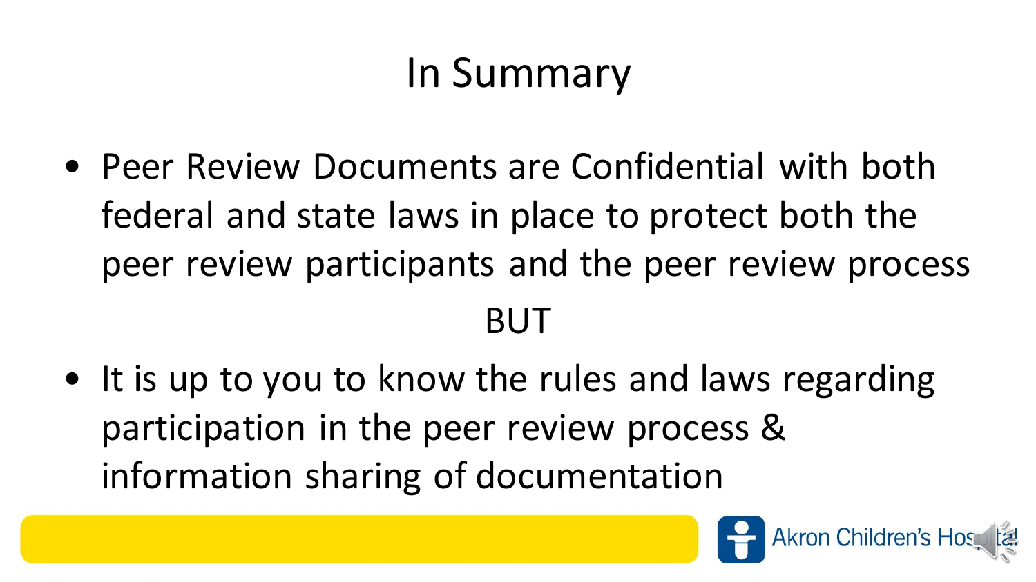# In Summary

- Peer Review Documents are Confidential with both federal and state laws in place to protect both the peer review participants and the peer review process

BUT

- It is up to you to know the rules and laws regarding participation in the peer review process & information sharing of documentation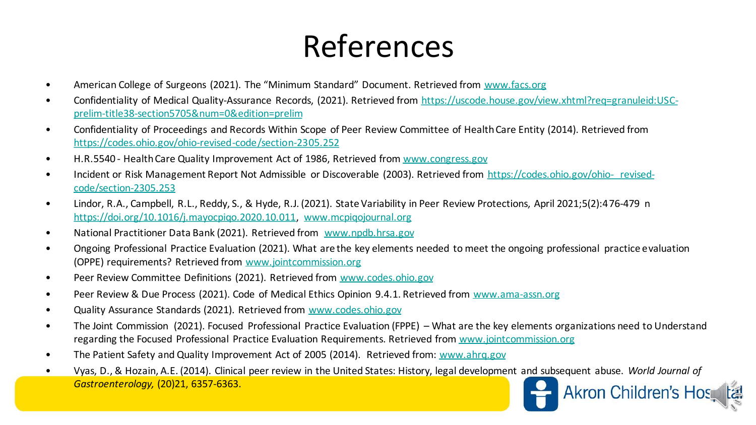# References

- American College of Surgeons (2021). The "Minimum Standard" Document. Retrieved from www.facs.org
- Confidentiality of Medical Quality-Assurance Records, (2021). Retrieved from https://uscode.house.gov/view.xhtml?req=granuleid:USC-prelim-title38-section5705&num=0&edition=prelim
- Confidentiality of Proceedings and Records Within Scope of Peer Review Committee of Health Care Entity (2014). Retrieved from https://codes.ohio.gov/ohio-revised-code/section-2305.252
- H.R.5540 - Health Care Quality Improvement Act of 1986, Retrieved from www.congress.gov
- Incident or Risk Management Report Not Admissible or Discoverable (2003). Retrieved from https://codes.ohio.gov/ohio- revised-code/section-2305.253
- Lindor, R.A., Campbell, R.L., Reddy, S., & Hyde, R.J. (2021). State Variability in Peer Review Protections, April 2021;5(2):476-479 n https://doi.org/10.1016/j.mayocpiqo.2020.10.011, www.mcpiqojournal.org
- National Practitioner Data Bank (2021). Retrieved from www.npdb.hrsa.gov
- Ongoing Professional Practice Evaluation (2021). What are the key elements needed to meet the ongoing professional practice evaluation (OPPE) requirements? Retrieved from www.jointcommission.org
- Peer Review Committee Definitions (2021). Retrieved from www.codes.ohio.gov
- Peer Review & Due Process (2021). Code of Medical Ethics Opinion 9.4.1. Retrieved from www.ama-assn.org
- Quality Assurance Standards (2021). Retrieved from www.codes.ohio.gov
- The Joint Commission (2021). Focused Professional Practice Evaluation (FPPE) – What are the key elements organizations need to Understand regarding the Focused Professional Practice Evaluation Requirements. Retrieved from www.jointcommission.org
- The Patient Safety and Quality Improvement Act of 2005 (2014). Retrieved from: www.ahrq.gov
- Vyas, D., & Hozain, A.E. (2014). Clinical peer review in the United States: History, legal development and subsequent abuse. *World Journal of Gastroenterology,* (20)21, 6357-6363.

Akron Children's Hospital